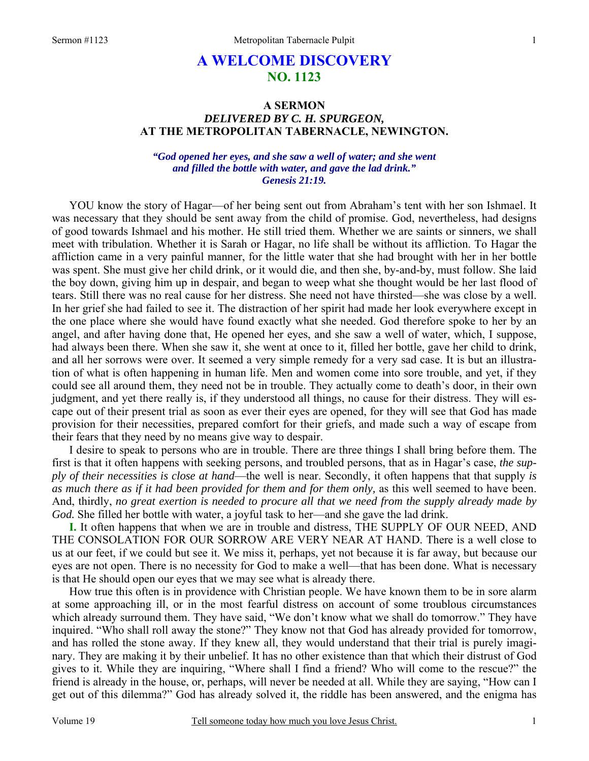# A WELCOME DISCOVERY
## NO. 1123

### A SERMON
### *DELIVERED BY C. H. SPURGEON,*
### AT THE METROPOLITAN TABERNACLE, NEWINGTON.

***"God opened her eyes, and she saw a well of water; and she went and filled the bottle with water, and gave the lad drink." Genesis 21:19.***

YOU know the story of Hagar—of her being sent out from Abraham's tent with her son Ishmael. It was necessary that they should be sent away from the child of promise. God, nevertheless, had designs of good towards Ishmael and his mother. He still tried them. Whether we are saints or sinners, we shall meet with tribulation. Whether it is Sarah or Hagar, no life shall be without its affliction. To Hagar the affliction came in a very painful manner, for the little water that she had brought with her in her bottle was spent. She must give her child drink, or it would die, and then she, by-and-by, must follow. She laid the boy down, giving him up in despair, and began to weep what she thought would be her last flood of tears. Still there was no real cause for her distress. She need not have thirsted—she was close by a well. In her grief she had failed to see it. The distraction of her spirit had made her look everywhere except in the one place where she would have found exactly what she needed. God therefore spoke to her by an angel, and after having done that, He opened her eyes, and she saw a well of water, which, I suppose, had always been there. When she saw it, she went at once to it, filled her bottle, gave her child to drink, and all her sorrows were over. It seemed a very simple remedy for a very sad case. It is but an illustration of what is often happening in human life. Men and women come into sore trouble, and yet, if they could see all around them, they need not be in trouble. They actually come to death's door, in their own judgment, and yet there really is, if they understood all things, no cause for their distress. They will escape out of their present trial as soon as ever their eyes are opened, for they will see that God has made provision for their necessities, prepared comfort for their griefs, and made such a way of escape from their fears that they need by no means give way to despair.

I desire to speak to persons who are in trouble. There are three things I shall bring before them. The first is that it often happens with seeking persons, and troubled persons, that as in Hagar's case, *the supply of their necessities is close at hand*—the well is near. Secondly, it often happens that that supply *is as much there as if it had been provided for them and for them only,* as this well seemed to have been. And, thirdly, *no great exertion is needed to procure all that we need from the supply already made by God.* She filled her bottle with water, a joyful task to her—and she gave the lad drink.

**I.** It often happens that when we are in trouble and distress, THE SUPPLY OF OUR NEED, AND THE CONSOLATION FOR OUR SORROW ARE VERY NEAR AT HAND. There is a well close to us at our feet, if we could but see it. We miss it, perhaps, yet not because it is far away, but because our eyes are not open. There is no necessity for God to make a well—that has been done. What is necessary is that He should open our eyes that we may see what is already there.

How true this often is in providence with Christian people. We have known them to be in sore alarm at some approaching ill, or in the most fearful distress on account of some troublous circumstances which already surround them. They have said, "We don't know what we shall do tomorrow." They have inquired. "Who shall roll away the stone?" They know not that God has already provided for tomorrow, and has rolled the stone away. If they knew all, they would understand that their trial is purely imaginary. They are making it by their unbelief. It has no other existence than that which their distrust of God gives to it. While they are inquiring, "Where shall I find a friend? Who will come to the rescue?" the friend is already in the house, or, perhaps, will never be needed at all. While they are saying, "How can I get out of this dilemma?" God has already solved it, the riddle has been answered, and the enigma has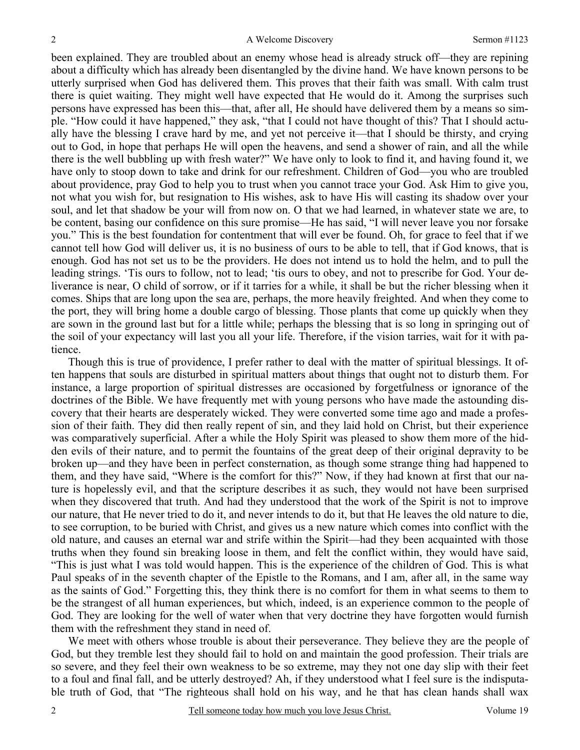been explained. They are troubled about an enemy whose head is already struck off—they are repining about a difficulty which has already been disentangled by the divine hand. We have known persons to be utterly surprised when God has delivered them. This proves that their faith was small. With calm trust there is quiet waiting. They might well have expected that He would do it. Among the surprises such persons have expressed has been this—that, after all, He should have delivered them by a means so simple. "How could it have happened," they ask, "that I could not have thought of this? That I should actually have the blessing I crave hard by me, and yet not perceive it—that I should be thirsty, and crying out to God, in hope that perhaps He will open the heavens, and send a shower of rain, and all the while there is the well bubbling up with fresh water?" We have only to look to find it, and having found it, we have only to stoop down to take and drink for our refreshment. Children of God—you who are troubled about providence, pray God to help you to trust when you cannot trace your God. Ask Him to give you, not what you wish for, but resignation to His wishes, ask to have His will casting its shadow over your soul, and let that shadow be your will from now on. O that we had learned, in whatever state we are, to be content, basing our confidence on this sure promise—He has said, "I will never leave you nor forsake you." This is the best foundation for contentment that will ever be found. Oh, for grace to feel that if we cannot tell how God will deliver us, it is no business of ours to be able to tell, that if God knows, that is enough. God has not set us to be the providers. He does not intend us to hold the helm, and to pull the leading strings. 'Tis ours to follow, not to lead; 'tis ours to obey, and not to prescribe for God. Your deliverance is near, O child of sorrow, or if it tarries for a while, it shall be but the richer blessing when it comes. Ships that are long upon the sea are, perhaps, the more heavily freighted. And when they come to the port, they will bring home a double cargo of blessing. Those plants that come up quickly when they are sown in the ground last but for a little while; perhaps the blessing that is so long in springing out of the soil of your expectancy will last you all your life. Therefore, if the vision tarries, wait for it with patience.

Though this is true of providence, I prefer rather to deal with the matter of spiritual blessings. It often happens that souls are disturbed in spiritual matters about things that ought not to disturb them. For instance, a large proportion of spiritual distresses are occasioned by forgetfulness or ignorance of the doctrines of the Bible. We have frequently met with young persons who have made the astounding discovery that their hearts are desperately wicked. They were converted some time ago and made a profession of their faith. They did then really repent of sin, and they laid hold on Christ, but their experience was comparatively superficial. After a while the Holy Spirit was pleased to show them more of the hidden evils of their nature, and to permit the fountains of the great deep of their original depravity to be broken up—and they have been in perfect consternation, as though some strange thing had happened to them, and they have said, "Where is the comfort for this?" Now, if they had known at first that our nature is hopelessly evil, and that the scripture describes it as such, they would not have been surprised when they discovered that truth. And had they understood that the work of the Spirit is not to improve our nature, that He never tried to do it, and never intends to do it, but that He leaves the old nature to die, to see corruption, to be buried with Christ, and gives us a new nature which comes into conflict with the old nature, and causes an eternal war and strife within the Spirit—had they been acquainted with those truths when they found sin breaking loose in them, and felt the conflict within, they would have said, "This is just what I was told would happen. This is the experience of the children of God. This is what Paul speaks of in the seventh chapter of the Epistle to the Romans, and I am, after all, in the same way as the saints of God." Forgetting this, they think there is no comfort for them in what seems to them to be the strangest of all human experiences, but which, indeed, is an experience common to the people of God. They are looking for the well of water when that very doctrine they have forgotten would furnish them with the refreshment they stand in need of.

We meet with others whose trouble is about their perseverance. They believe they are the people of God, but they tremble lest they should fail to hold on and maintain the good profession. Their trials are so severe, and they feel their own weakness to be so extreme, may they not one day slip with their feet to a foul and final fall, and be utterly destroyed? Ah, if they understood what I feel sure is the indisputable truth of God, that "The righteous shall hold on his way, and he that has clean hands shall wax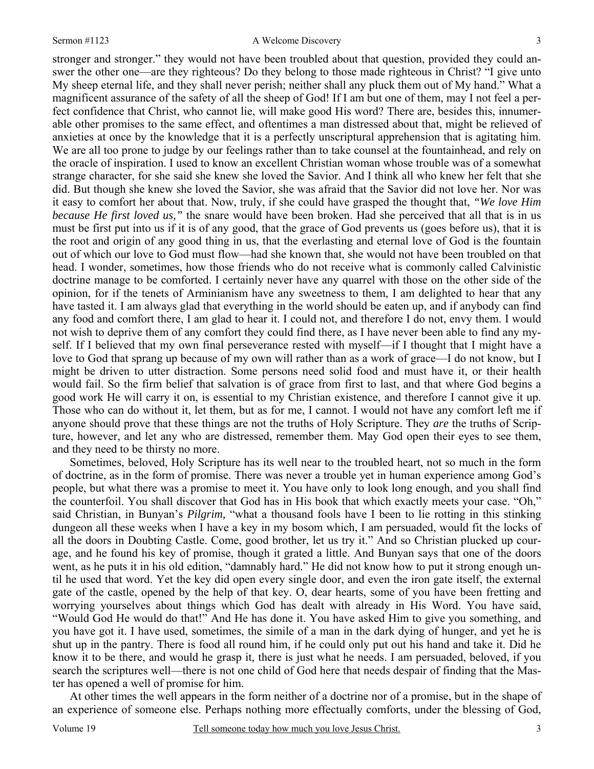stronger and stronger." they would not have been troubled about that question, provided they could answer the other one—are they righteous? Do they belong to those made righteous in Christ? "I give unto My sheep eternal life, and they shall never perish; neither shall any pluck them out of My hand." What a magnificent assurance of the safety of all the sheep of God! If I am but one of them, may I not feel a perfect confidence that Christ, who cannot lie, will make good His word? There are, besides this, innumerable other promises to the same effect, and oftentimes a man distressed about that, might be relieved of anxieties at once by the knowledge that it is a perfectly unscriptural apprehension that is agitating him. We are all too prone to judge by our feelings rather than to take counsel at the fountainhead, and rely on the oracle of inspiration. I used to know an excellent Christian woman whose trouble was of a somewhat strange character, for she said she knew she loved the Savior. And I think all who knew her felt that she did. But though she knew she loved the Savior, she was afraid that the Savior did not love her. Nor was it easy to comfort her about that. Now, truly, if she could have grasped the thought that, *"We love Him because He first loved us,"* the snare would have been broken. Had she perceived that all that is in us must be first put into us if it is of any good, that the grace of God prevents us (goes before us), that it is the root and origin of any good thing in us, that the everlasting and eternal love of God is the fountain out of which our love to God must flow—had she known that, she would not have been troubled on that head. I wonder, sometimes, how those friends who do not receive what is commonly called Calvinistic doctrine manage to be comforted. I certainly never have any quarrel with those on the other side of the opinion, for if the tenets of Arminianism have any sweetness to them, I am delighted to hear that any have tasted it. I am always glad that everything in the world should be eaten up, and if anybody can find any food and comfort there, I am glad to hear it. I could not, and therefore I do not, envy them. I would not wish to deprive them of any comfort they could find there, as I have never been able to find any myself. If I believed that my own final perseverance rested with myself—if I thought that I might have a love to God that sprang up because of my own will rather than as a work of grace—I do not know, but I might be driven to utter distraction. Some persons need solid food and must have it, or their health would fail. So the firm belief that salvation is of grace from first to last, and that where God begins a good work He will carry it on, is essential to my Christian existence, and therefore I cannot give it up. Those who can do without it, let them, but as for me, I cannot. I would not have any comfort left me if anyone should prove that these things are not the truths of Holy Scripture. They *are* the truths of Scripture, however, and let any who are distressed, remember them. May God open their eyes to see them, and they need to be thirsty no more.

Sometimes, beloved, Holy Scripture has its well near to the troubled heart, not so much in the form of doctrine, as in the form of promise. There was never a trouble yet in human experience among God's people, but what there was a promise to meet it. You have only to look long enough, and you shall find the counterfoil. You shall discover that God has in His book that which exactly meets your case. "Oh," said Christian, in Bunyan's *Pilgrim,* "what a thousand fools have I been to lie rotting in this stinking dungeon all these weeks when I have a key in my bosom which, I am persuaded, would fit the locks of all the doors in Doubting Castle. Come, good brother, let us try it." And so Christian plucked up courage, and he found his key of promise, though it grated a little. And Bunyan says that one of the doors went, as he puts it in his old edition, "damnably hard." He did not know how to put it strong enough until he used that word. Yet the key did open every single door, and even the iron gate itself, the external gate of the castle, opened by the help of that key. O, dear hearts, some of you have been fretting and worrying yourselves about things which God has dealt with already in His Word. You have said, "Would God He would do that!" And He has done it. You have asked Him to give you something, and you have got it. I have used, sometimes, the simile of a man in the dark dying of hunger, and yet he is shut up in the pantry. There is food all round him, if he could only put out his hand and take it. Did he know it to be there, and would he grasp it, there is just what he needs. I am persuaded, beloved, if you search the scriptures well—there is not one child of God here that needs despair of finding that the Master has opened a well of promise for him.

At other times the well appears in the form neither of a doctrine nor of a promise, but in the shape of an experience of someone else. Perhaps nothing more effectually comforts, under the blessing of God,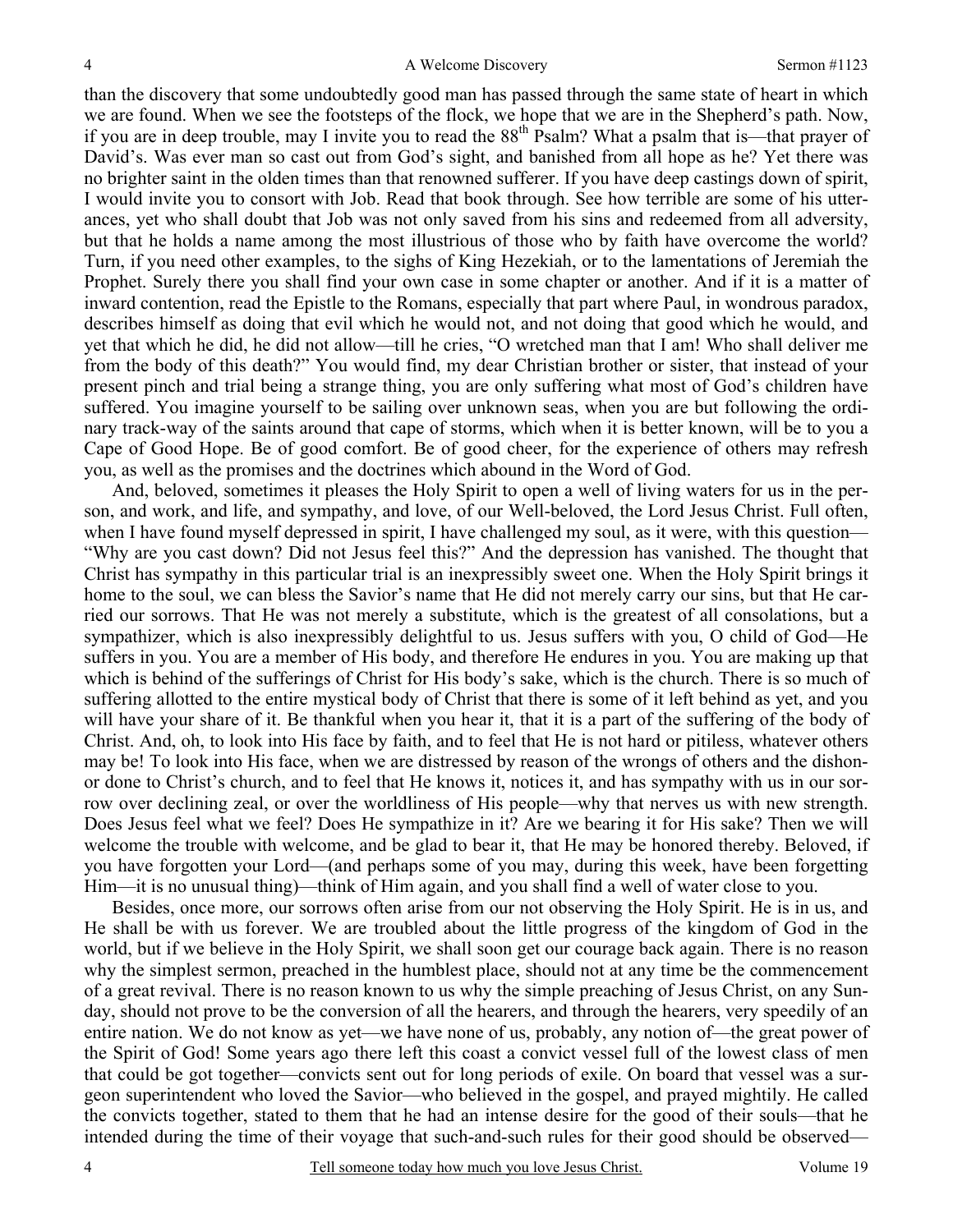than the discovery that some undoubtedly good man has passed through the same state of heart in which we are found. When we see the footsteps of the flock, we hope that we are in the Shepherd's path. Now, if you are in deep trouble, may I invite you to read the 88th Psalm? What a psalm that is—that prayer of David's. Was ever man so cast out from God's sight, and banished from all hope as he? Yet there was no brighter saint in the olden times than that renowned sufferer. If you have deep castings down of spirit, I would invite you to consort with Job. Read that book through. See how terrible are some of his utterances, yet who shall doubt that Job was not only saved from his sins and redeemed from all adversity, but that he holds a name among the most illustrious of those who by faith have overcome the world? Turn, if you need other examples, to the sighs of King Hezekiah, or to the lamentations of Jeremiah the Prophet. Surely there you shall find your own case in some chapter or another. And if it is a matter of inward contention, read the Epistle to the Romans, especially that part where Paul, in wondrous paradox, describes himself as doing that evil which he would not, and not doing that good which he would, and yet that which he did, he did not allow—till he cries, "O wretched man that I am! Who shall deliver me from the body of this death?" You would find, my dear Christian brother or sister, that instead of your present pinch and trial being a strange thing, you are only suffering what most of God's children have suffered. You imagine yourself to be sailing over unknown seas, when you are but following the ordinary track-way of the saints around that cape of storms, which when it is better known, will be to you a Cape of Good Hope. Be of good comfort. Be of good cheer, for the experience of others may refresh you, as well as the promises and the doctrines which abound in the Word of God.

And, beloved, sometimes it pleases the Holy Spirit to open a well of living waters for us in the person, and work, and life, and sympathy, and love, of our Well-beloved, the Lord Jesus Christ. Full often, when I have found myself depressed in spirit, I have challenged my soul, as it were, with this question—"Why are you cast down? Did not Jesus feel this?" And the depression has vanished. The thought that Christ has sympathy in this particular trial is an inexpressibly sweet one. When the Holy Spirit brings it home to the soul, we can bless the Savior's name that He did not merely carry our sins, but that He carried our sorrows. That He was not merely a substitute, which is the greatest of all consolations, but a sympathizer, which is also inexpressibly delightful to us. Jesus suffers with you, O child of God—He suffers in you. You are a member of His body, and therefore He endures in you. You are making up that which is behind of the sufferings of Christ for His body's sake, which is the church. There is so much of suffering allotted to the entire mystical body of Christ that there is some of it left behind as yet, and you will have your share of it. Be thankful when you hear it, that it is a part of the suffering of the body of Christ. And, oh, to look into His face by faith, and to feel that He is not hard or pitiless, whatever others may be! To look into His face, when we are distressed by reason of the wrongs of others and the dishonor done to Christ's church, and to feel that He knows it, notices it, and has sympathy with us in our sorrow over declining zeal, or over the worldliness of His people—why that nerves us with new strength. Does Jesus feel what we feel? Does He sympathize in it? Are we bearing it for His sake? Then we will welcome the trouble with welcome, and be glad to bear it, that He may be honored thereby. Beloved, if you have forgotten your Lord—(and perhaps some of you may, during this week, have been forgetting Him—it is no unusual thing)—think of Him again, and you shall find a well of water close to you.

Besides, once more, our sorrows often arise from our not observing the Holy Spirit. He is in us, and He shall be with us forever. We are troubled about the little progress of the kingdom of God in the world, but if we believe in the Holy Spirit, we shall soon get our courage back again. There is no reason why the simplest sermon, preached in the humblest place, should not at any time be the commencement of a great revival. There is no reason known to us why the simple preaching of Jesus Christ, on any Sunday, should not prove to be the conversion of all the hearers, and through the hearers, very speedily of an entire nation. We do not know as yet—we have none of us, probably, any notion of—the great power of the Spirit of God! Some years ago there left this coast a convict vessel full of the lowest class of men that could be got together—convicts sent out for long periods of exile. On board that vessel was a surgeon superintendent who loved the Savior—who believed in the gospel, and prayed mightily. He called the convicts together, stated to them that he had an intense desire for the good of their souls—that he intended during the time of their voyage that such-and-such rules for their good should be observed—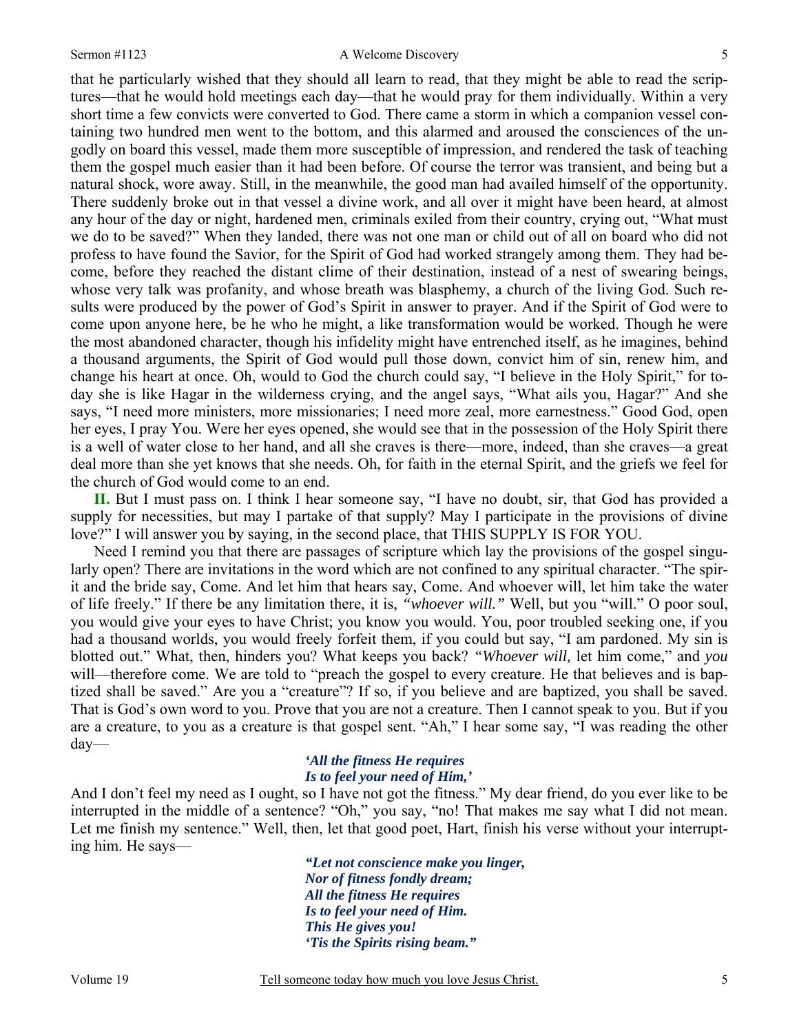that he particularly wished that they should all learn to read, that they might be able to read the scriptures—that he would hold meetings each day—that he would pray for them individually. Within a very short time a few convicts were converted to God. There came a storm in which a companion vessel containing two hundred men went to the bottom, and this alarmed and aroused the consciences of the ungodly on board this vessel, made them more susceptible of impression, and rendered the task of teaching them the gospel much easier than it had been before. Of course the terror was transient, and being but a natural shock, wore away. Still, in the meanwhile, the good man had availed himself of the opportunity. There suddenly broke out in that vessel a divine work, and all over it might have been heard, at almost any hour of the day or night, hardened men, criminals exiled from their country, crying out, "What must we do to be saved?" When they landed, there was not one man or child out of all on board who did not profess to have found the Savior, for the Spirit of God had worked strangely among them. They had become, before they reached the distant clime of their destination, instead of a nest of swearing beings, whose very talk was profanity, and whose breath was blasphemy, a church of the living God. Such results were produced by the power of God's Spirit in answer to prayer. And if the Spirit of God were to come upon anyone here, be he who he might, a like transformation would be worked. Though he were the most abandoned character, though his infidelity might have entrenched itself, as he imagines, behind a thousand arguments, the Spirit of God would pull those down, convict him of sin, renew him, and change his heart at once. Oh, would to God the church could say, "I believe in the Holy Spirit," for today she is like Hagar in the wilderness crying, and the angel says, "What ails you, Hagar?" And she says, "I need more ministers, more missionaries; I need more zeal, more earnestness." Good God, open her eyes, I pray You. Were her eyes opened, she would see that in the possession of the Holy Spirit there is a well of water close to her hand, and all she craves is there—more, indeed, than she craves—a great deal more than she yet knows that she needs. Oh, for faith in the eternal Spirit, and the griefs we feel for the church of God would come to an end.

**II.** But I must pass on. I think I hear someone say, "I have no doubt, sir, that God has provided a supply for necessities, but may I partake of that supply? May I participate in the provisions of divine love?" I will answer you by saying, in the second place, that THIS SUPPLY IS FOR YOU.

Need I remind you that there are passages of scripture which lay the provisions of the gospel singularly open? There are invitations in the word which are not confined to any spiritual character. "The spirit and the bride say, Come. And let him that hears say, Come. And whoever will, let him take the water of life freely." If there be any limitation there, it is, *"whoever will."* Well, but you "will." O poor soul, you would give your eyes to have Christ; you know you would. You, poor troubled seeking one, if you had a thousand worlds, you would freely forfeit them, if you could but say, "I am pardoned. My sin is blotted out." What, then, hinders you? What keeps you back? *"Whoever will,* let him come," and *you* will—therefore come. We are told to "preach the gospel to every creature. He that believes and is baptized shall be saved." Are you a "creature"? If so, if you believe and are baptized, you shall be saved. That is God's own word to you. Prove that you are not a creature. Then I cannot speak to you. But if you are a creature, to you as a creature is that gospel sent. "Ah," I hear some say, "I was reading the other day—

> ***'All the fitness He requires***
> ***Is to feel your need of Him,'***

And I don't feel my need as I ought, so I have not got the fitness." My dear friend, do you ever like to be interrupted in the middle of a sentence? "Oh," you say, "no! That makes me say what I did not mean. Let me finish my sentence." Well, then, let that good poet, Hart, finish his verse without your interrupting him. He says—

> ***"Let not conscience make you linger,***
> ***Nor of fitness fondly dream;***
> ***All the fitness He requires***
> ***Is to feel your need of Him.***
> ***This He gives you!***
> ***'Tis the Spirits rising beam."***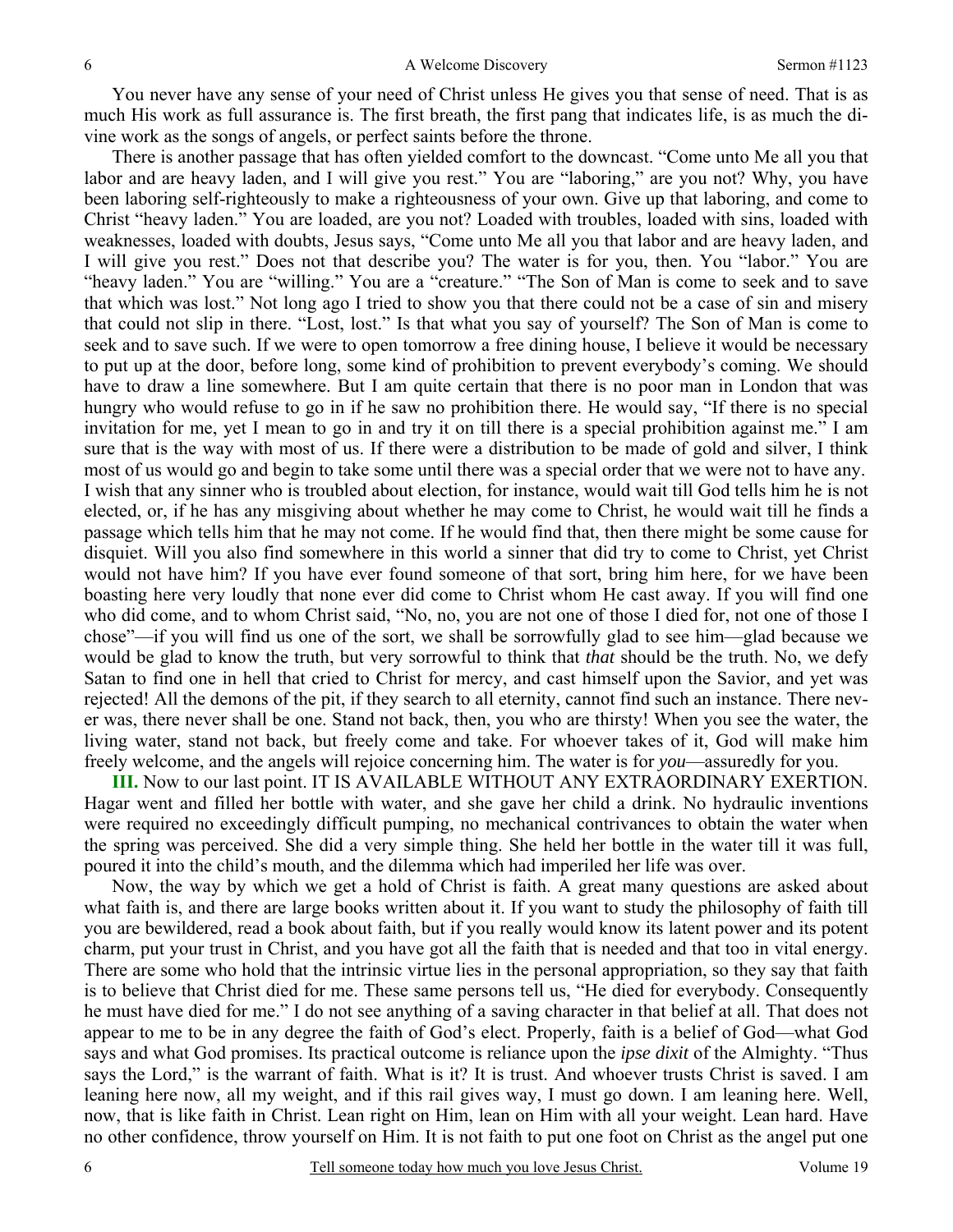You never have any sense of your need of Christ unless He gives you that sense of need. That is as much His work as full assurance is. The first breath, the first pang that indicates life, is as much the divine work as the songs of angels, or perfect saints before the throne.

There is another passage that has often yielded comfort to the downcast. "Come unto Me all you that labor and are heavy laden, and I will give you rest." You are "laboring," are you not? Why, you have been laboring self-righteously to make a righteousness of your own. Give up that laboring, and come to Christ "heavy laden." You are loaded, are you not? Loaded with troubles, loaded with sins, loaded with weaknesses, loaded with doubts, Jesus says, "Come unto Me all you that labor and are heavy laden, and I will give you rest." Does not that describe you? The water is for you, then. You "labor." You are "heavy laden." You are "willing." You are a "creature." "The Son of Man is come to seek and to save that which was lost." Not long ago I tried to show you that there could not be a case of sin and misery that could not slip in there. "Lost, lost." Is that what you say of yourself? The Son of Man is come to seek and to save such. If we were to open tomorrow a free dining house, I believe it would be necessary to put up at the door, before long, some kind of prohibition to prevent everybody's coming. We should have to draw a line somewhere. But I am quite certain that there is no poor man in London that was hungry who would refuse to go in if he saw no prohibition there. He would say, "If there is no special invitation for me, yet I mean to go in and try it on till there is a special prohibition against me." I am sure that is the way with most of us. If there were a distribution to be made of gold and silver, I think most of us would go and begin to take some until there was a special order that we were not to have any. I wish that any sinner who is troubled about election, for instance, would wait till God tells him he is not elected, or, if he has any misgiving about whether he may come to Christ, he would wait till he finds a passage which tells him that he may not come. If he would find that, then there might be some cause for disquiet. Will you also find somewhere in this world a sinner that did try to come to Christ, yet Christ would not have him? If you have ever found someone of that sort, bring him here, for we have been boasting here very loudly that none ever did come to Christ whom He cast away. If you will find one who did come, and to whom Christ said, "No, no, you are not one of those I died for, not one of those I chose"—if you will find us one of the sort, we shall be sorrowfully glad to see him—glad because we would be glad to know the truth, but very sorrowful to think that *that* should be the truth. No, we defy Satan to find one in hell that cried to Christ for mercy, and cast himself upon the Savior, and yet was rejected! All the demons of the pit, if they search to all eternity, cannot find such an instance. There never was, there never shall be one. Stand not back, then, you who are thirsty! When you see the water, the living water, stand not back, but freely come and take. For whoever takes of it, God will make him freely welcome, and the angels will rejoice concerning him. The water is for *you*—assuredly for you.

**III.** Now to our last point. IT IS AVAILABLE WITHOUT ANY EXTRAORDINARY EXERTION. Hagar went and filled her bottle with water, and she gave her child a drink. No hydraulic inventions were required no exceedingly difficult pumping, no mechanical contrivances to obtain the water when the spring was perceived. She did a very simple thing. She held her bottle in the water till it was full, poured it into the child's mouth, and the dilemma which had imperiled her life was over.

Now, the way by which we get a hold of Christ is faith. A great many questions are asked about what faith is, and there are large books written about it. If you want to study the philosophy of faith till you are bewildered, read a book about faith, but if you really would know its latent power and its potent charm, put your trust in Christ, and you have got all the faith that is needed and that too in vital energy. There are some who hold that the intrinsic virtue lies in the personal appropriation, so they say that faith is to believe that Christ died for me. These same persons tell us, "He died for everybody. Consequently he must have died for me." I do not see anything of a saving character in that belief at all. That does not appear to me to be in any degree the faith of God's elect. Properly, faith is a belief of God—what God says and what God promises. Its practical outcome is reliance upon the *ipse dixit* of the Almighty. "Thus says the Lord," is the warrant of faith. What is it? It is trust. And whoever trusts Christ is saved. I am leaning here now, all my weight, and if this rail gives way, I must go down. I am leaning here. Well, now, that is like faith in Christ. Lean right on Him, lean on Him with all your weight. Lean hard. Have no other confidence, throw yourself on Him. It is not faith to put one foot on Christ as the angel put one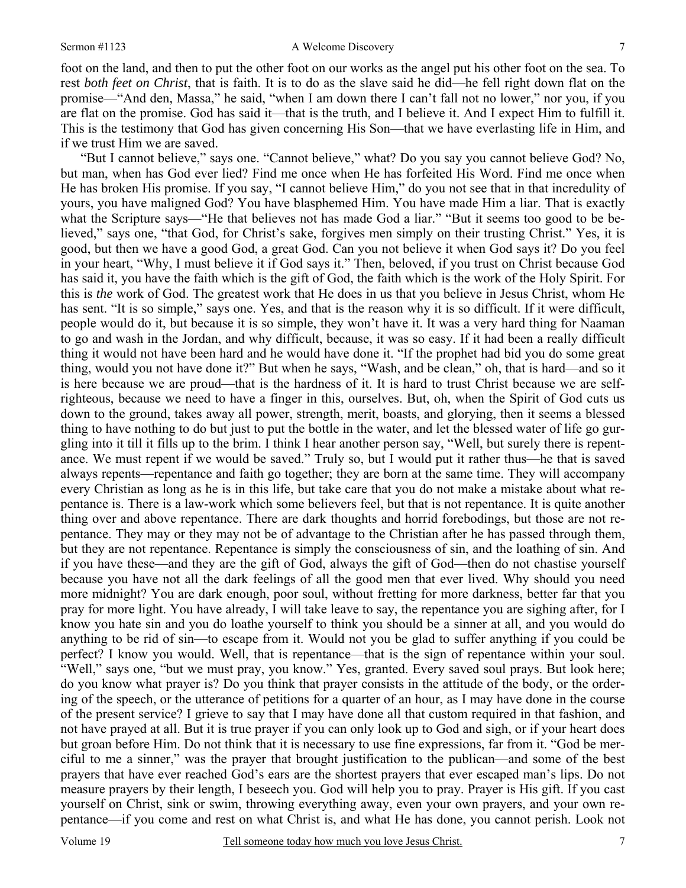foot on the land, and then to put the other foot on our works as the angel put his other foot on the sea. To rest *both feet on Christ*, that is faith. It is to do as the slave said he did—he fell right down flat on the promise—"And den, Massa," he said, "when I am down there I can't fall not no lower," nor you, if you are flat on the promise. God has said it—that is the truth, and I believe it. And I expect Him to fulfill it. This is the testimony that God has given concerning His Son—that we have everlasting life in Him, and if we trust Him we are saved.

"But I cannot believe," says one. "Cannot believe," what? Do you say you cannot believe God? No, but man, when has God ever lied? Find me once when He has forfeited His Word. Find me once when He has broken His promise. If you say, "I cannot believe Him," do you not see that in that incredulity of yours, you have maligned God? You have blasphemed Him. You have made Him a liar. That is exactly what the Scripture says—"He that believes not has made God a liar." "But it seems too good to be believed," says one, "that God, for Christ's sake, forgives men simply on their trusting Christ." Yes, it is good, but then we have a good God, a great God. Can you not believe it when God says it? Do you feel in your heart, "Why, I must believe it if God says it." Then, beloved, if you trust on Christ because God has said it, you have the faith which is the gift of God, the faith which is the work of the Holy Spirit. For this is *the* work of God. The greatest work that He does in us that you believe in Jesus Christ, whom He has sent. "It is so simple," says one. Yes, and that is the reason why it is so difficult. If it were difficult, people would do it, but because it is so simple, they won't have it. It was a very hard thing for Naaman to go and wash in the Jordan, and why difficult, because, it was so easy. If it had been a really difficult thing it would not have been hard and he would have done it. "If the prophet had bid you do some great thing, would you not have done it?" But when he says, "Wash, and be clean," oh, that is hard—and so it is here because we are proud—that is the hardness of it. It is hard to trust Christ because we are self-righteous, because we need to have a finger in this, ourselves. But, oh, when the Spirit of God cuts us down to the ground, takes away all power, strength, merit, boasts, and glorying, then it seems a blessed thing to have nothing to do but just to put the bottle in the water, and let the blessed water of life go gurgling into it till it fills up to the brim. I think I hear another person say, "Well, but surely there is repentance. We must repent if we would be saved." Truly so, but I would put it rather thus—he that is saved always repents—repentance and faith go together; they are born at the same time. They will accompany every Christian as long as he is in this life, but take care that you do not make a mistake about what repentance is. There is a law-work which some believers feel, but that is not repentance. It is quite another thing over and above repentance. There are dark thoughts and horrid forebodings, but those are not repentance. They may or they may not be of advantage to the Christian after he has passed through them, but they are not repentance. Repentance is simply the consciousness of sin, and the loathing of sin. And if you have these—and they are the gift of God, always the gift of God—then do not chastise yourself because you have not all the dark feelings of all the good men that ever lived. Why should you need more midnight? You are dark enough, poor soul, without fretting for more darkness, better far that you pray for more light. You have already, I will take leave to say, the repentance you are sighing after, for I know you hate sin and you do loathe yourself to think you should be a sinner at all, and you would do anything to be rid of sin—to escape from it. Would not you be glad to suffer anything if you could be perfect? I know you would. Well, that is repentance—that is the sign of repentance within your soul. "Well," says one, "but we must pray, you know." Yes, granted. Every saved soul prays. But look here; do you know what prayer is? Do you think that prayer consists in the attitude of the body, or the ordering of the speech, or the utterance of petitions for a quarter of an hour, as I may have done in the course of the present service? I grieve to say that I may have done all that custom required in that fashion, and not have prayed at all. But it is true prayer if you can only look up to God and sigh, or if your heart does but groan before Him. Do not think that it is necessary to use fine expressions, far from it. "God be merciful to me a sinner," was the prayer that brought justification to the publican—and some of the best prayers that have ever reached God's ears are the shortest prayers that ever escaped man's lips. Do not measure prayers by their length, I beseech you. God will help you to pray. Prayer is His gift. If you cast yourself on Christ, sink or swim, throwing everything away, even your own prayers, and your own repentance—if you come and rest on what Christ is, and what He has done, you cannot perish. Look not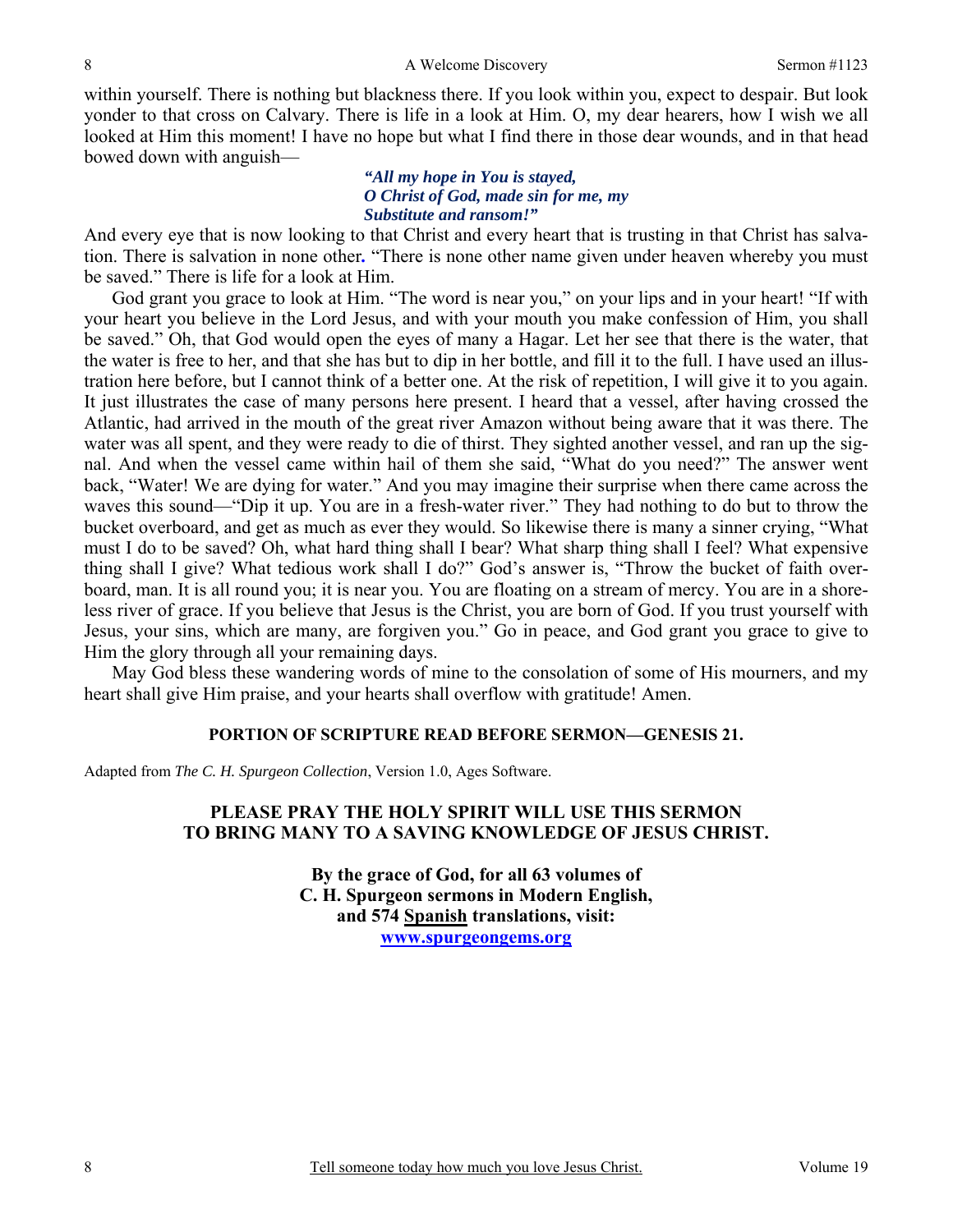within yourself. There is nothing but blackness there. If you look within you, expect to despair. But look yonder to that cross on Calvary. There is life in a look at Him. O, my dear hearers, how I wish we all looked at Him this moment! I have no hope but what I find there in those dear wounds, and in that head bowed down with anguish—

> ***"All my hope in You is stayed,***
> ***O Christ of God, made sin for me, my***
> ***Substitute and ransom!"***

And every eye that is now looking to that Christ and every heart that is trusting in that Christ has salvation. There is salvation in none other. "There is none other name given under heaven whereby you must be saved." There is life for a look at Him.

God grant you grace to look at Him. "The word is near you," on your lips and in your heart! "If with your heart you believe in the Lord Jesus, and with your mouth you make confession of Him, you shall be saved." Oh, that God would open the eyes of many a Hagar. Let her see that there is the water, that the water is free to her, and that she has but to dip in her bottle, and fill it to the full. I have used an illustration here before, but I cannot think of a better one. At the risk of repetition, I will give it to you again. It just illustrates the case of many persons here present. I heard that a vessel, after having crossed the Atlantic, had arrived in the mouth of the great river Amazon without being aware that it was there. The water was all spent, and they were ready to die of thirst. They sighted another vessel, and ran up the signal. And when the vessel came within hail of them she said, "What do you need?" The answer went back, "Water! We are dying for water." And you may imagine their surprise when there came across the waves this sound—"Dip it up. You are in a fresh-water river." They had nothing to do but to throw the bucket overboard, and get as much as ever they would. So likewise there is many a sinner crying, "What must I do to be saved? Oh, what hard thing shall I bear? What sharp thing shall I feel? What expensive thing shall I give? What tedious work shall I do?" God's answer is, "Throw the bucket of faith overboard, man. It is all round you; it is near you. You are floating on a stream of mercy. You are in a shoreless river of grace. If you believe that Jesus is the Christ, you are born of God. If you trust yourself with Jesus, your sins, which are many, are forgiven you." Go in peace, and God grant you grace to give to Him the glory through all your remaining days.

May God bless these wandering words of mine to the consolation of some of His mourners, and my heart shall give Him praise, and your hearts shall overflow with gratitude! Amen.

**PORTION OF SCRIPTURE READ BEFORE SERMON—GENESIS 21.**

Adapted from *The C. H. Spurgeon Collection*, Version 1.0, Ages Software.

**PLEASE PRAY THE HOLY SPIRIT WILL USE THIS SERMON TO BRING MANY TO A SAVING KNOWLEDGE OF JESUS CHRIST.**

**By the grace of God, for all 63 volumes of C. H. Spurgeon sermons in Modern English, and 574 Spanish translations, visit:**
**www.spurgeongems.org**